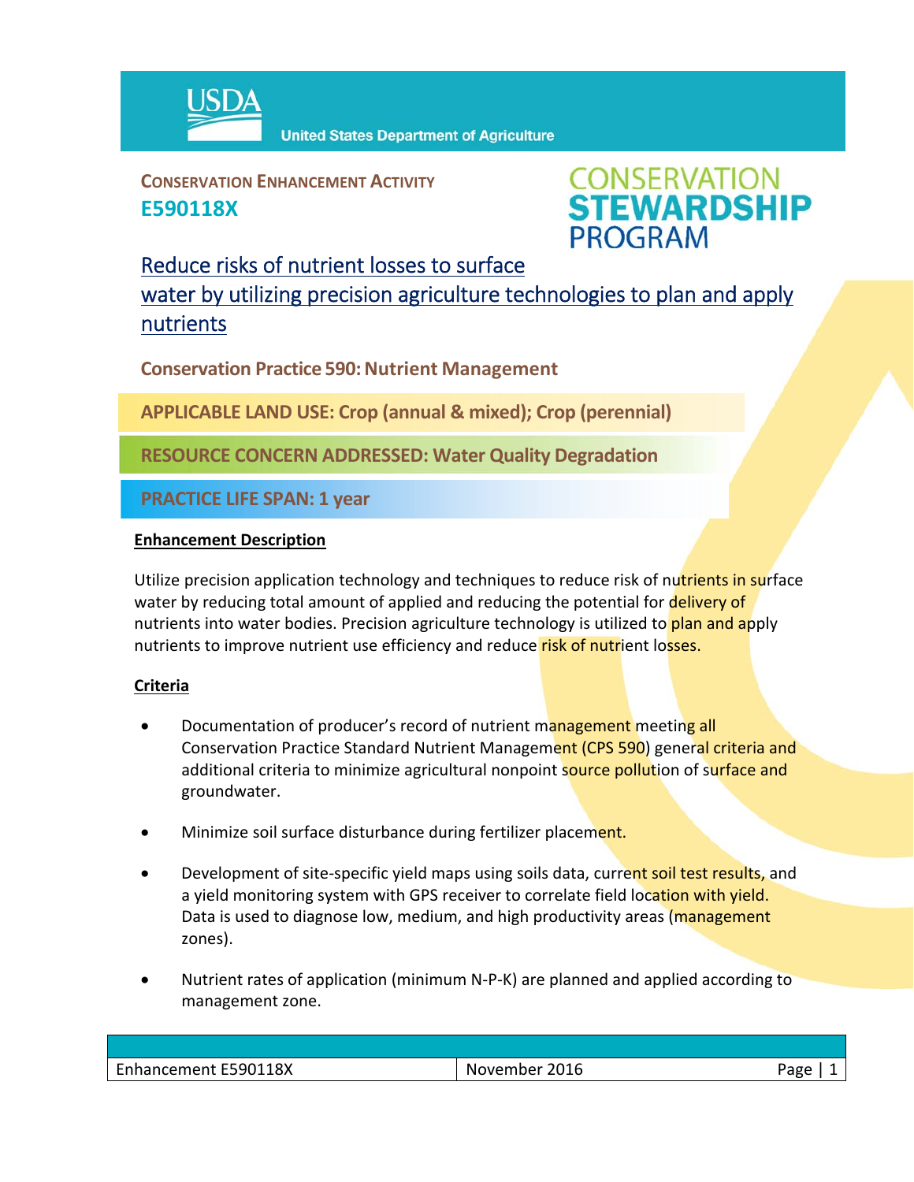USDA United States Department of Agriculture

**CONSERVATION ENHANCEMENT ACTIVITY**
**E590118X**

CONSERVATION STEWARDSHIP PROGRAM

# Reduce risks of nutrient losses to surface water by utilizing precision agriculture technologies to plan and apply nutrients

**Conservation Practice 590: Nutrient Management**

**APPLICABLE LAND USE: Crop (annual & mixed); Crop (perennial)**

**RESOURCE CONCERN ADDRESSED: Water Quality Degradation**

**PRACTICE LIFE SPAN: 1 year**

## Enhancement Description

Utilize precision application technology and techniques to reduce risk of nutrients in surface water by reducing total amount of applied and reducing the potential for delivery of nutrients into water bodies. Precision agriculture technology is utilized to plan and apply nutrients to improve nutrient use efficiency and reduce risk of nutrient losses.

## Criteria

- Documentation of producer's record of nutrient management meeting all Conservation Practice Standard Nutrient Management (CPS 590) general criteria and additional criteria to minimize agricultural nonpoint source pollution of surface and groundwater.
- Minimize soil surface disturbance during fertilizer placement.
- Development of site-specific yield maps using soils data, current soil test results, and a yield monitoring system with GPS receiver to correlate field location with yield. Data is used to diagnose low, medium, and high productivity areas (management zones).
- Nutrient rates of application (minimum N-P-K) are planned and applied according to management zone.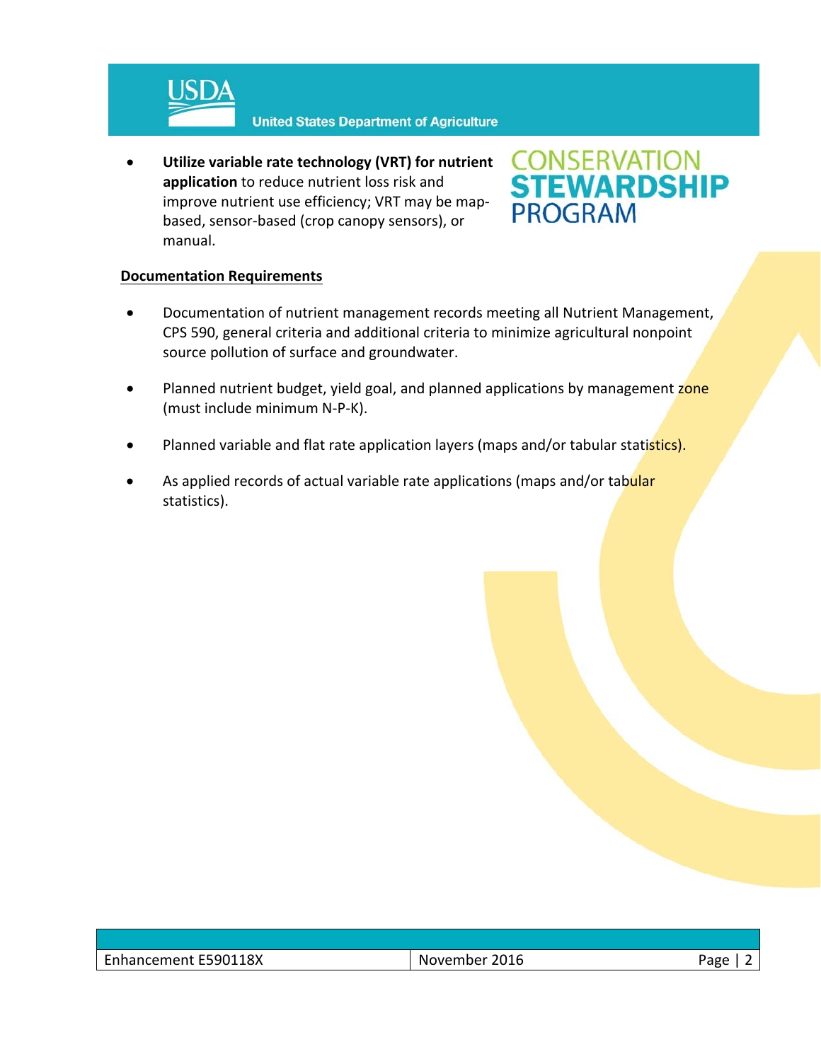- **Utilize variable rate technology (VRT) for nutrient application** to reduce nutrient loss risk and improve nutrient use efficiency; VRT may be map-based, sensor-based (crop canopy sensors), or manual.

**Documentation Requirements**

- Documentation of nutrient management records meeting all Nutrient Management, CPS 590, general criteria and additional criteria to minimize agricultural nonpoint source pollution of surface and groundwater.
- Planned nutrient budget, yield goal, and planned applications by management zone (must include minimum N-P-K).
- Planned variable and flat rate application layers (maps and/or tabular statistics).
- As applied records of actual variable rate applications (maps and/or tabular statistics).